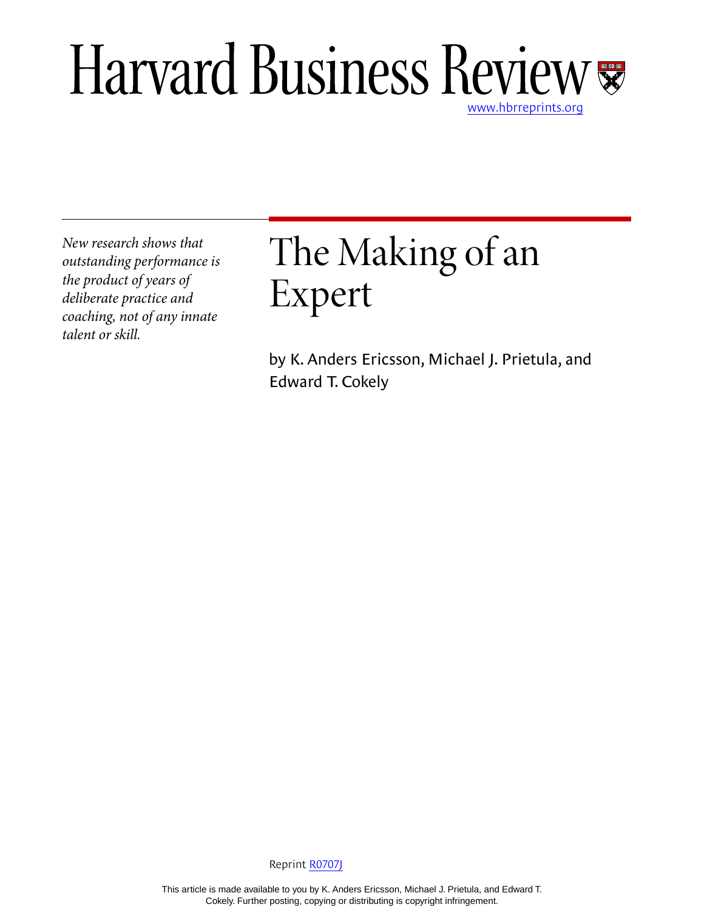# Harvard Business Review

www.hbrreprints.org

*New research shows that outstanding performance is the product of years of deliberate practice and coaching, not of any innate talent or skill.*

# The Making of an Expert

by K. Anders Ericsson, Michael J. Prietula, and Edward T. Cokely

Reprint R0707J

This article is made available to you by K. Anders Ericsson, Michael J. Prietula, and Edward T. Cokely. Further posting, copying or distributing is copyright infringement.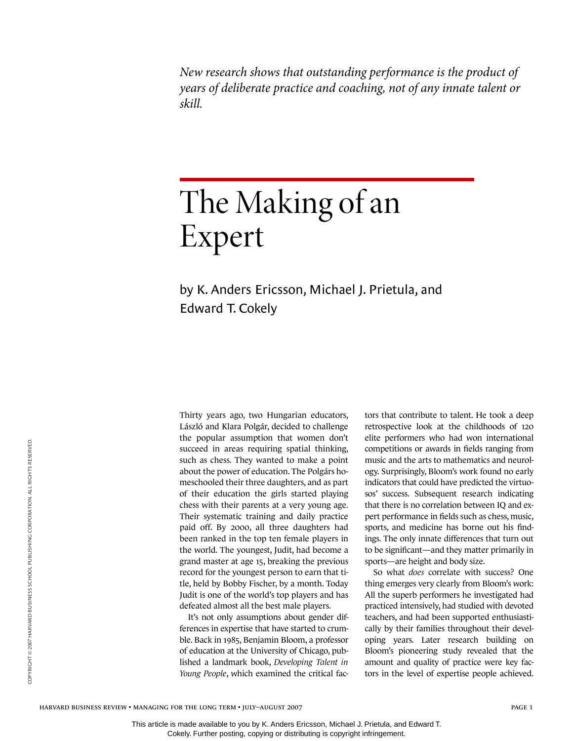*New research shows that outstanding performance is the product of years of deliberate practice and coaching, not of any innate talent or skill.*

# The Making of an Expert

by K. Anders Ericsson, Michael J. Prietula, and Edward T. Cokely

Thirty years ago, two Hungarian educators, László and Klara Polgár, decided to challenge the popular assumption that women don't succeed in areas requiring spatial thinking, such as chess. They wanted to make a point about the power of education. The Polgárs homeschooled their three daughters, and as part of their education the girls started playing chess with their parents at a very young age. Their systematic training and daily practice paid off. By 2000, all three daughters had been ranked in the top ten female players in the world. The youngest, Judit, had become a grand master at age 15, breaking the previous record for the youngest person to earn that title, held by Bobby Fischer, by a month. Today Judit is one of the world's top players and has defeated almost all the best male players.

It's not only assumptions about gender differences in expertise that have started to crumble. Back in 1985, Benjamin Bloom, a professor of education at the University of Chicago, published a landmark book, *Developing Talent in Young People*, which examined the critical factors that contribute to talent. He took a deep retrospective look at the childhoods of 120 elite performers who had won international competitions or awards in fields ranging from music and the arts to mathematics and neurology. Surprisingly, Bloom's work found no early indicators that could have predicted the virtuosos' success. Subsequent research indicating that there is no correlation between IQ and expert performance in fields such as chess, music, sports, and medicine has borne out his findings. The only innate differences that turn out to be significant—and they matter primarily in sports—are height and body size.

So what *does* correlate with success? One thing emerges very clearly from Bloom's work: All the superb performers he investigated had practiced intensively, had studied with devoted teachers, and had been supported enthusiastically by their families throughout their developing years. Later research building on Bloom's pioneering study revealed that the amount and quality of practice were key factors in the level of expertise people achieved.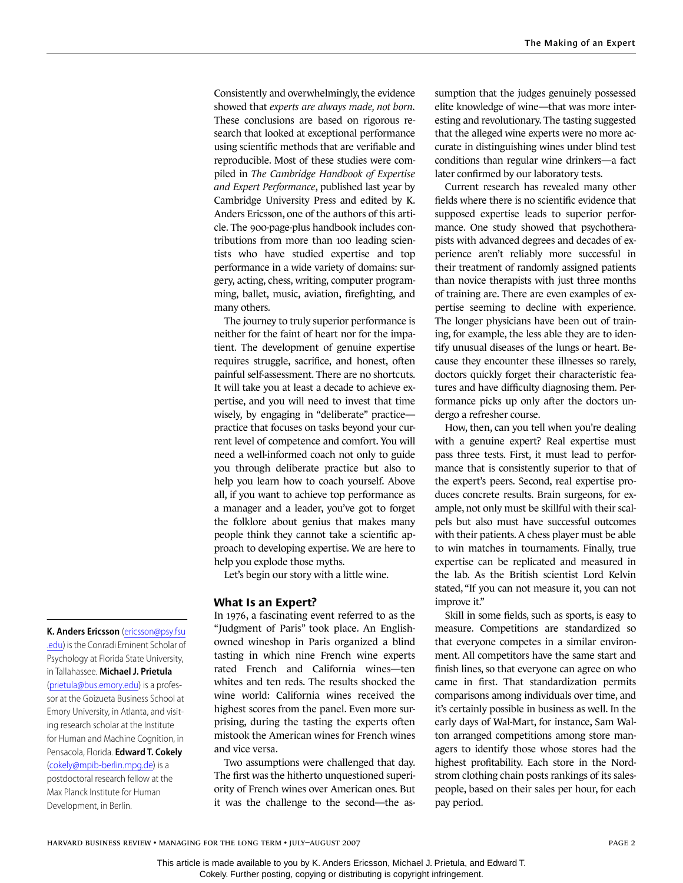Consistently and overwhelmingly, the evidence showed that *experts are always made, not born*. These conclusions are based on rigorous research that looked at exceptional performance using scientific methods that are verifiable and reproducible. Most of these studies were compiled in *The Cambridge Handbook of Expertise and Expert Performance*, published last year by Cambridge University Press and edited by K. Anders Ericsson, one of the authors of this article. The 900-page-plus handbook includes contributions from more than 100 leading scientists who have studied expertise and top performance in a wide variety of domains: surgery, acting, chess, writing, computer programming, ballet, music, aviation, firefighting, and many others.

The journey to truly superior performance is neither for the faint of heart nor for the impatient. The development of genuine expertise requires struggle, sacrifice, and honest, often painful self-assessment. There are no shortcuts. It will take you at least a decade to achieve expertise, and you will need to invest that time wisely, by engaging in "deliberate" practice—practice that focuses on tasks beyond your current level of competence and comfort. You will need a well-informed coach not only to guide you through deliberate practice but also to help you learn how to coach yourself. Above all, if you want to achieve top performance as a manager and a leader, you've got to forget the folklore about genius that makes many people think they cannot take a scientific approach to developing expertise. We are here to help you explode those myths.

Let's begin our story with a little wine.

## What Is an Expert?

In 1976, a fascinating event referred to as the "Judgment of Paris" took place. An English-owned wineshop in Paris organized a blind tasting in which nine French wine experts rated French and California wines—ten whites and ten reds. The results shocked the wine world: California wines received the highest scores from the panel. Even more surprising, during the tasting the experts often mistook the American wines for French wines and vice versa.

Two assumptions were challenged that day. The first was the hitherto unquestioned superiority of French wines over American ones. But it was the challenge to the second—the assumption that the judges genuinely possessed elite knowledge of wine—that was more interesting and revolutionary. The tasting suggested that the alleged wine experts were no more accurate in distinguishing wines under blind test conditions than regular wine drinkers—a fact later confirmed by our laboratory tests.

Current research has revealed many other fields where there is no scientific evidence that supposed expertise leads to superior performance. One study showed that psychotherapists with advanced degrees and decades of experience aren't reliably more successful in their treatment of randomly assigned patients than novice therapists with just three months of training are. There are even examples of expertise seeming to decline with experience. The longer physicians have been out of training, for example, the less able they are to identify unusual diseases of the lungs or heart. Because they encounter these illnesses so rarely, doctors quickly forget their characteristic features and have difficulty diagnosing them. Performance picks up only after the doctors undergo a refresher course.

How, then, can you tell when you're dealing with a genuine expert? Real expertise must pass three tests. First, it must lead to performance that is consistently superior to that of the expert's peers. Second, real expertise produces concrete results. Brain surgeons, for example, not only must be skillful with their scalpels but also must have successful outcomes with their patients. A chess player must be able to win matches in tournaments. Finally, true expertise can be replicated and measured in the lab. As the British scientist Lord Kelvin stated, "If you can not measure it, you can not improve it."

Skill in some fields, such as sports, is easy to measure. Competitions are standardized so that everyone competes in a similar environment. All competitors have the same start and finish lines, so that everyone can agree on who came in first. That standardization permits comparisons among individuals over time, and it's certainly possible in business as well. In the early days of Wal-Mart, for instance, Sam Walton arranged competitions among store managers to identify those whose stores had the highest profitability. Each store in the Nordstrom clothing chain posts rankings of its salespeople, based on their sales per hour, for each pay period.

**K. Anders Ericsson** (ericsson@psy.fsu.edu) is the Conradi Eminent Scholar of Psychology at Florida State University, in Tallahassee. **Michael J. Prietula** (prietula@bus.emory.edu) is a professor at the Goizueta Business School at Emory University, in Atlanta, and visiting research scholar at the Institute for Human and Machine Cognition, in Pensacola, Florida. **Edward T. Cokely** (cokely@mpib-berlin.mpg.de) is a postdoctoral research fellow at the Max Planck Institute for Human Development, in Berlin.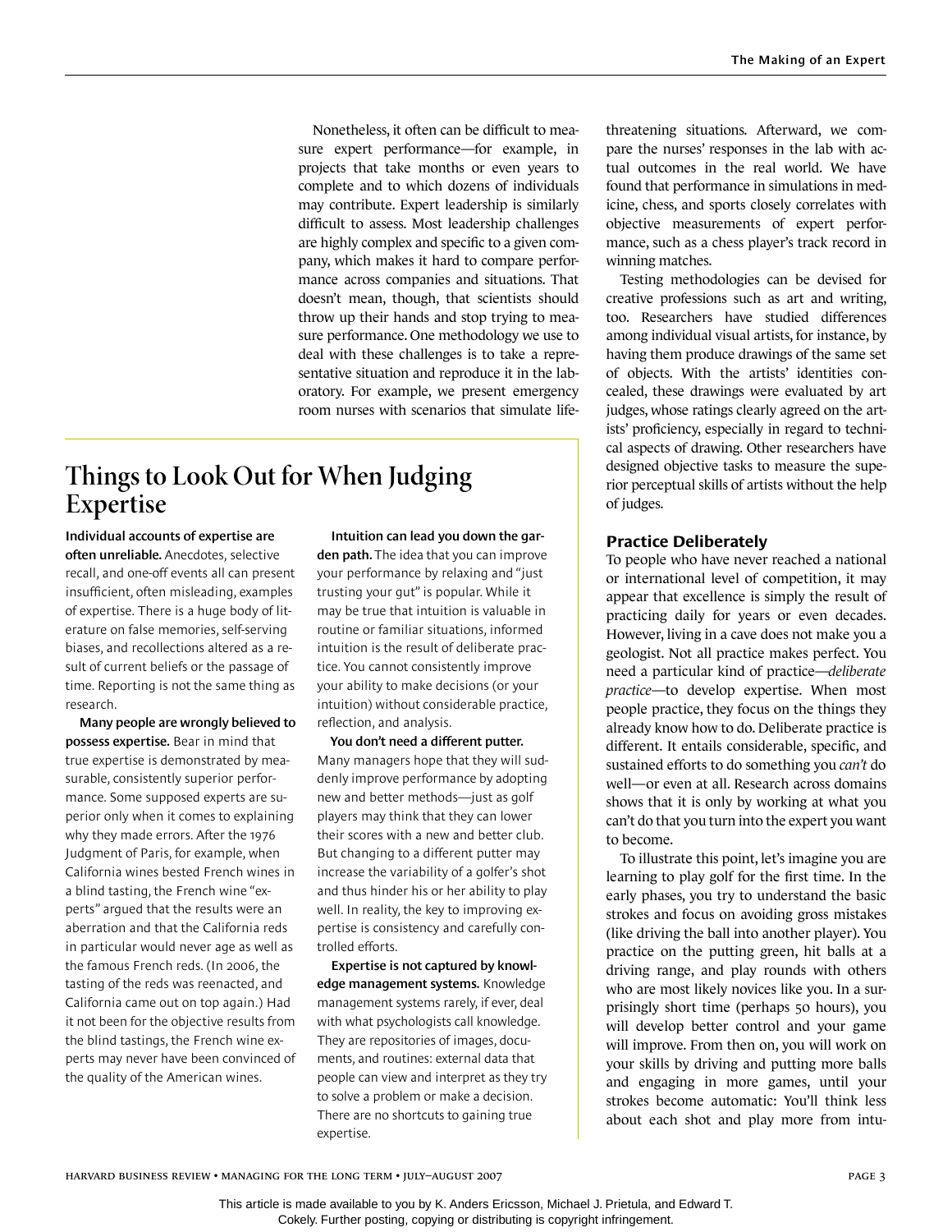Nonetheless, it often can be difficult to measure expert performance—for example, in projects that take months or even years to complete and to which dozens of individuals may contribute. Expert leadership is similarly difficult to assess. Most leadership challenges are highly complex and specific to a given company, which makes it hard to compare performance across companies and situations. That doesn't mean, though, that scientists should throw up their hands and stop trying to measure performance. One methodology we use to deal with these challenges is to take a representative situation and reproduce it in the laboratory. For example, we present emergency room nurses with scenarios that simulate life-threatening situations. Afterward, we compare the nurses' responses in the lab with actual outcomes in the real world. We have found that performance in simulations in medicine, chess, and sports closely correlates with objective measurements of expert performance, such as a chess player's track record in winning matches.

Testing methodologies can be devised for creative professions such as art and writing, too. Researchers have studied differences among individual visual artists, for instance, by having them produce drawings of the same set of objects. With the artists' identities concealed, these drawings were evaluated by art judges, whose ratings clearly agreed on the artists' proficiency, especially in regard to technical aspects of drawing. Other researchers have designed objective tasks to measure the superior perceptual skills of artists without the help of judges.

## Things to Look Out for When Judging Expertise

**Individual accounts of expertise are often unreliable.** Anecdotes, selective recall, and one-off events all can present insufficient, often misleading, examples of expertise. There is a huge body of literature on false memories, self-serving biases, and recollections altered as a result of current beliefs or the passage of time. Reporting is not the same thing as research.

**Many people are wrongly believed to possess expertise.** Bear in mind that true expertise is demonstrated by measurable, consistently superior performance. Some supposed experts are superior only when it comes to explaining why they made errors. After the 1976 Judgment of Paris, for example, when California wines bested French wines in a blind tasting, the French wine "experts" argued that the results were an aberration and that the California reds in particular would never age as well as the famous French reds. (In 2006, the tasting of the reds was reenacted, and California came out on top again.) Had it not been for the objective results from the blind tastings, the French wine experts may never have been convinced of the quality of the American wines.

**Intuition can lead you down the garden path.** The idea that you can improve your performance by relaxing and "just trusting your gut" is popular. While it may be true that intuition is valuable in routine or familiar situations, informed intuition is the result of deliberate practice. You cannot consistently improve your ability to make decisions (or your intuition) without considerable practice, reflection, and analysis.

**You don't need a different putter.** Many managers hope that they will suddenly improve performance by adopting new and better methods—just as golf players may think that they can lower their scores with a new and better club. But changing to a different putter may increase the variability of a golfer's shot and thus hinder his or her ability to play well. In reality, the key to improving expertise is consistency and carefully controlled efforts.

**Expertise is not captured by knowledge management systems.** Knowledge management systems rarely, if ever, deal with what psychologists call knowledge. They are repositories of images, documents, and routines: external data that people can view and interpret as they try to solve a problem or make a decision. There are no shortcuts to gaining true expertise.

### Practice Deliberately

To people who have never reached a national or international level of competition, it may appear that excellence is simply the result of practicing daily for years or even decades. However, living in a cave does not make you a geologist. Not all practice makes perfect. You need a particular kind of practice—*deliberate practice*—to develop expertise. When most people practice, they focus on the things they already know how to do. Deliberate practice is different. It entails considerable, specific, and sustained efforts to do something you *can't* do well—or even at all. Research across domains shows that it is only by working at what you can't do that you turn into the expert you want to become.

To illustrate this point, let's imagine you are learning to play golf for the first time. In the early phases, you try to understand the basic strokes and focus on avoiding gross mistakes (like driving the ball into another player). You practice on the putting green, hit balls at a driving range, and play rounds with others who are most likely novices like you. In a surprisingly short time (perhaps 50 hours), you will develop better control and your game will improve. From then on, you will work on your skills by driving and putting more balls and engaging in more games, until your strokes become automatic: You'll think less about each shot and play more from intu-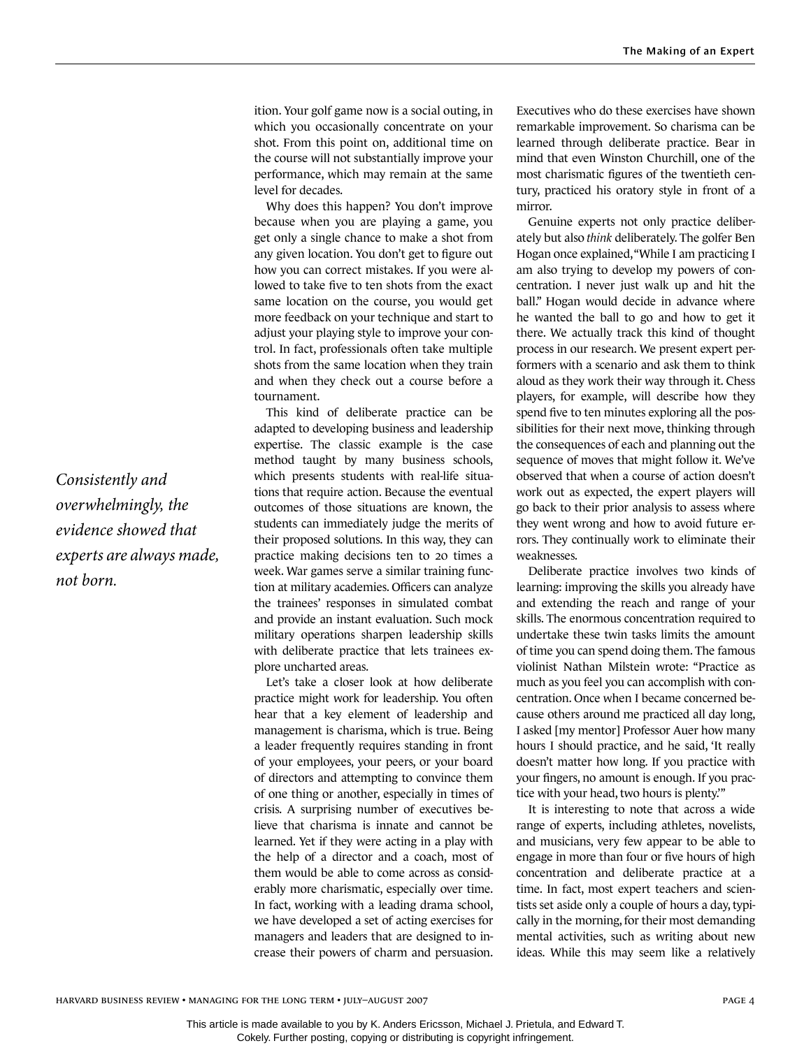ition. Your golf game now is a social outing, in which you occasionally concentrate on your shot. From this point on, additional time on the course will not substantially improve your performance, which may remain at the same level for decades.

Why does this happen? You don't improve because when you are playing a game, you get only a single chance to make a shot from any given location. You don't get to figure out how you can correct mistakes. If you were allowed to take five to ten shots from the exact same location on the course, you would get more feedback on your technique and start to adjust your playing style to improve your control. In fact, professionals often take multiple shots from the same location when they train and when they check out a course before a tournament.

This kind of deliberate practice can be adapted to developing business and leadership expertise. The classic example is the case method taught by many business schools, which presents students with real-life situations that require action. Because the eventual outcomes of those situations are known, the students can immediately judge the merits of their proposed solutions. In this way, they can practice making decisions ten to 20 times a week. War games serve a similar training function at military academies. Officers can analyze the trainees' responses in simulated combat and provide an instant evaluation. Such mock military operations sharpen leadership skills with deliberate practice that lets trainees explore uncharted areas.

*Consistently and overwhelmingly, the evidence showed that experts are always made, not born.*

Let's take a closer look at how deliberate practice might work for leadership. You often hear that a key element of leadership and management is charisma, which is true. Being a leader frequently requires standing in front of your employees, your peers, or your board of directors and attempting to convince them of one thing or another, especially in times of crisis. A surprising number of executives believe that charisma is innate and cannot be learned. Yet if they were acting in a play with the help of a director and a coach, most of them would be able to come across as considerably more charismatic, especially over time. In fact, working with a leading drama school, we have developed a set of acting exercises for managers and leaders that are designed to increase their powers of charm and persuasion. Executives who do these exercises have shown remarkable improvement. So charisma can be learned through deliberate practice. Bear in mind that even Winston Churchill, one of the most charismatic figures of the twentieth century, practiced his oratory style in front of a mirror.

Genuine experts not only practice deliberately but also *think* deliberately. The golfer Ben Hogan once explained, "While I am practicing I am also trying to develop my powers of concentration. I never just walk up and hit the ball." Hogan would decide in advance where he wanted the ball to go and how to get it there. We actually track this kind of thought process in our research. We present expert performers with a scenario and ask them to think aloud as they work their way through it. Chess players, for example, will describe how they spend five to ten minutes exploring all the possibilities for their next move, thinking through the consequences of each and planning out the sequence of moves that might follow it. We've observed that when a course of action doesn't work out as expected, the expert players will go back to their prior analysis to assess where they went wrong and how to avoid future errors. They continually work to eliminate their weaknesses.

Deliberate practice involves two kinds of learning: improving the skills you already have and extending the reach and range of your skills. The enormous concentration required to undertake these twin tasks limits the amount of time you can spend doing them. The famous violinist Nathan Milstein wrote: "Practice as much as you feel you can accomplish with concentration. Once when I became concerned because others around me practiced all day long, I asked [my mentor] Professor Auer how many hours I should practice, and he said, 'It really doesn't matter how long. If you practice with your fingers, no amount is enough. If you practice with your head, two hours is plenty.'"

It is interesting to note that across a wide range of experts, including athletes, novelists, and musicians, very few appear to be able to engage in more than four or five hours of high concentration and deliberate practice at a time. In fact, most expert teachers and scientists set aside only a couple of hours a day, typically in the morning, for their most demanding mental activities, such as writing about new ideas. While this may seem like a relatively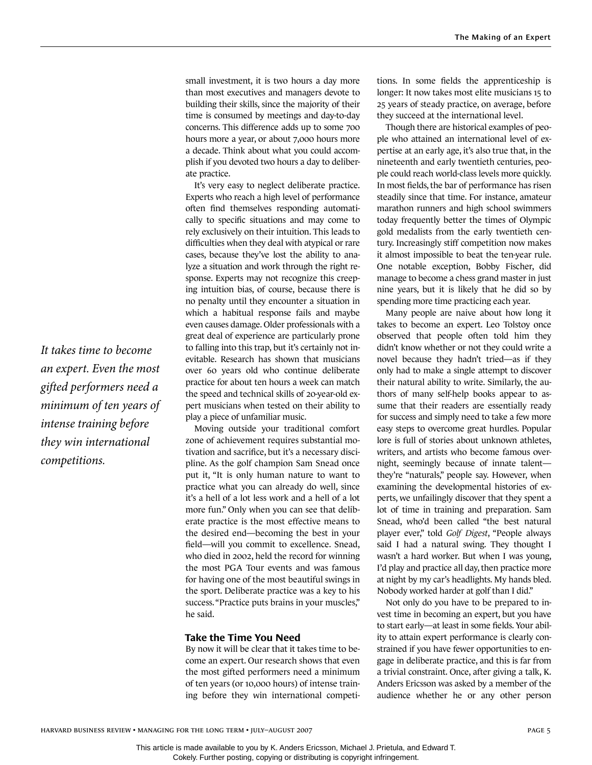small investment, it is two hours a day more than most executives and managers devote to building their skills, since the majority of their time is consumed by meetings and day-to-day concerns. This difference adds up to some 700 hours more a year, or about 7,000 hours more a decade. Think about what you could accomplish if you devoted two hours a day to deliberate practice.

It's very easy to neglect deliberate practice. Experts who reach a high level of performance often find themselves responding automatically to specific situations and may come to rely exclusively on their intuition. This leads to difficulties when they deal with atypical or rare cases, because they've lost the ability to analyze a situation and work through the right response. Experts may not recognize this creeping intuition bias, of course, because there is no penalty until they encounter a situation in which a habitual response fails and maybe even causes damage. Older professionals with a great deal of experience are particularly prone to falling into this trap, but it's certainly not inevitable. Research has shown that musicians over 60 years old who continue deliberate practice for about ten hours a week can match the speed and technical skills of 20-year-old expert musicians when tested on their ability to play a piece of unfamiliar music.

Moving outside your traditional comfort zone of achievement requires substantial motivation and sacrifice, but it's a necessary discipline. As the golf champion Sam Snead once put it, "It is only human nature to want to practice what you can already do well, since it's a hell of a lot less work and a hell of a lot more fun." Only when you can see that deliberate practice is the most effective means to the desired end—becoming the best in your field—will you commit to excellence. Snead, who died in 2002, held the record for winning the most PGA Tour events and was famous for having one of the most beautiful swings in the sport. Deliberate practice was a key to his success. "Practice puts brains in your muscles," he said.

*It takes time to become an expert. Even the most gifted performers need a minimum of ten years of intense training before they win international competitions.*

## Take the Time You Need

By now it will be clear that it takes time to become an expert. Our research shows that even the most gifted performers need a minimum of ten years (or 10,000 hours) of intense training before they win international competitions. In some fields the apprenticeship is longer: It now takes most elite musicians 15 to 25 years of steady practice, on average, before they succeed at the international level.

Though there are historical examples of people who attained an international level of expertise at an early age, it's also true that, in the nineteenth and early twentieth centuries, people could reach world-class levels more quickly. In most fields, the bar of performance has risen steadily since that time. For instance, amateur marathon runners and high school swimmers today frequently better the times of Olympic gold medalists from the early twentieth century. Increasingly stiff competition now makes it almost impossible to beat the ten-year rule. One notable exception, Bobby Fischer, did manage to become a chess grand master in just nine years, but it is likely that he did so by spending more time practicing each year.

Many people are naive about how long it takes to become an expert. Leo Tolstoy once observed that people often told him they didn't know whether or not they could write a novel because they hadn't tried—as if they only had to make a single attempt to discover their natural ability to write. Similarly, the authors of many self-help books appear to assume that their readers are essentially ready for success and simply need to take a few more easy steps to overcome great hurdles. Popular lore is full of stories about unknown athletes, writers, and artists who become famous overnight, seemingly because of innate talent—they're "naturals," people say. However, when examining the developmental histories of experts, we unfailingly discover that they spent a lot of time in training and preparation. Sam Snead, who'd been called "the best natural player ever," told *Golf Digest*, "People always said I had a natural swing. They thought I wasn't a hard worker. But when I was young, I'd play and practice all day, then practice more at night by my car's headlights. My hands bled. Nobody worked harder at golf than I did."

Not only do you have to be prepared to invest time in becoming an expert, but you have to start early—at least in some fields. Your ability to attain expert performance is clearly constrained if you have fewer opportunities to engage in deliberate practice, and this is far from a trivial constraint. Once, after giving a talk, K. Anders Ericsson was asked by a member of the audience whether he or any other person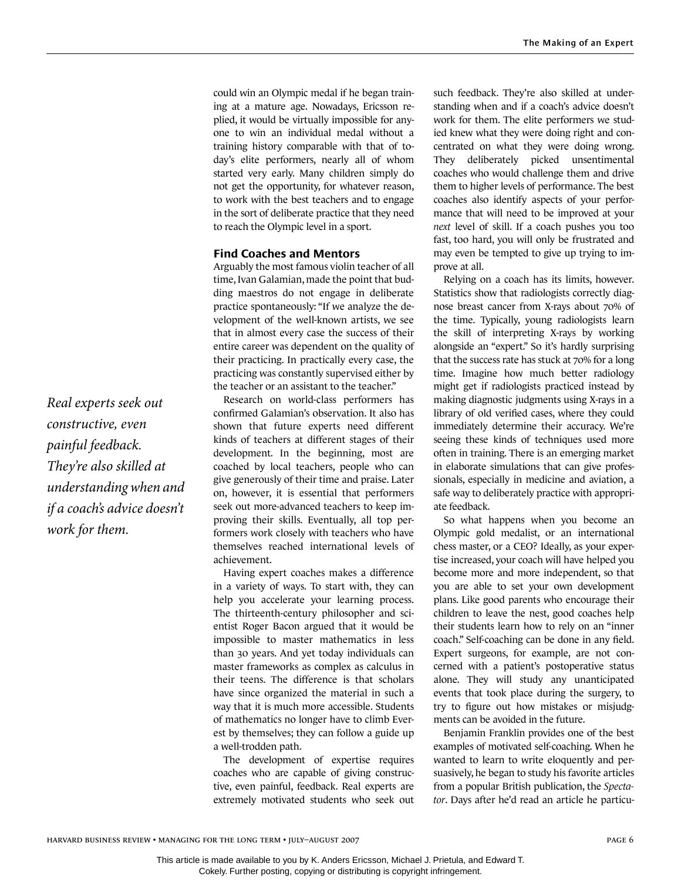could win an Olympic medal if he began training at a mature age. Nowadays, Ericsson replied, it would be virtually impossible for anyone to win an individual medal without a training history comparable with that of today's elite performers, nearly all of whom started very early. Many children simply do not get the opportunity, for whatever reason, to work with the best teachers and to engage in the sort of deliberate practice that they need to reach the Olympic level in a sport.

### Find Coaches and Mentors

Arguably the most famous violin teacher of all time, Ivan Galamian, made the point that budding maestros do not engage in deliberate practice spontaneously: "If we analyze the development of the well-known artists, we see that in almost every case the success of their entire career was dependent on the quality of their practicing. In practically every case, the practicing was constantly supervised either by the teacher or an assistant to the teacher."

Research on world-class performers has confirmed Galamian's observation. It also has shown that future experts need different kinds of teachers at different stages of their development. In the beginning, most are coached by local teachers, people who can give generously of their time and praise. Later on, however, it is essential that performers seek out more-advanced teachers to keep improving their skills. Eventually, all top performers work closely with teachers who have themselves reached international levels of achievement.

Having expert coaches makes a difference in a variety of ways. To start with, they can help you accelerate your learning process. The thirteenth-century philosopher and scientist Roger Bacon argued that it would be impossible to master mathematics in less than 30 years. And yet today individuals can master frameworks as complex as calculus in their teens. The difference is that scholars have since organized the material in such a way that it is much more accessible. Students of mathematics no longer have to climb Everest by themselves; they can follow a guide up a well-trodden path.

The development of expertise requires coaches who are capable of giving constructive, even painful, feedback. Real experts are extremely motivated students who seek out such feedback. They're also skilled at understanding when and if a coach's advice doesn't work for them. The elite performers we studied knew what they were doing right and concentrated on what they were doing wrong. They deliberately picked unsentimental coaches who would challenge them and drive them to higher levels of performance. The best coaches also identify aspects of your performance that will need to be improved at your *next* level of skill. If a coach pushes you too fast, too hard, you will only be frustrated and may even be tempted to give up trying to improve at all.

*Real experts seek out constructive, even painful feedback. They're also skilled at understanding when and if a coach's advice doesn't work for them.*

Relying on a coach has its limits, however. Statistics show that radiologists correctly diagnose breast cancer from X-rays about 70% of the time. Typically, young radiologists learn the skill of interpreting X-rays by working alongside an "expert." So it's hardly surprising that the success rate has stuck at 70% for a long time. Imagine how much better radiology might get if radiologists practiced instead by making diagnostic judgments using X-rays in a library of old verified cases, where they could immediately determine their accuracy. We're seeing these kinds of techniques used more often in training. There is an emerging market in elaborate simulations that can give professionals, especially in medicine and aviation, a safe way to deliberately practice with appropriate feedback.

So what happens when you become an Olympic gold medalist, or an international chess master, or a CEO? Ideally, as your expertise increased, your coach will have helped you become more and more independent, so that you are able to set your own development plans. Like good parents who encourage their children to leave the nest, good coaches help their students learn how to rely on an "inner coach." Self-coaching can be done in any field. Expert surgeons, for example, are not concerned with a patient's postoperative status alone. They will study any unanticipated events that took place during the surgery, to try to figure out how mistakes or misjudgments can be avoided in the future.

Benjamin Franklin provides one of the best examples of motivated self-coaching. When he wanted to learn to write eloquently and persuasively, he began to study his favorite articles from a popular British publication, the *Spectator*. Days after he'd read an article he particu-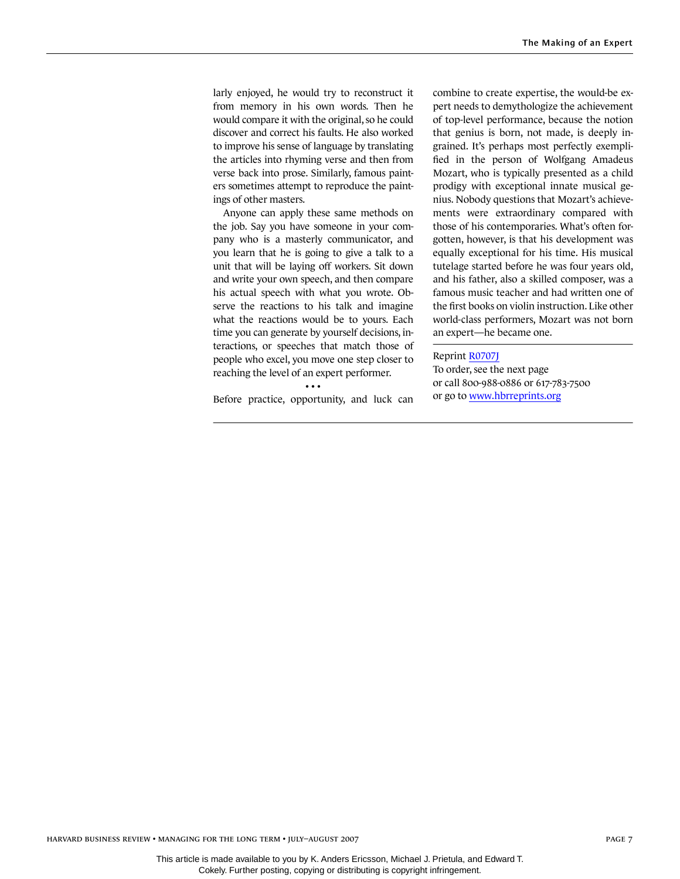larly enjoyed, he would try to reconstruct it from memory in his own words. Then he would compare it with the original, so he could discover and correct his faults. He also worked to improve his sense of language by translating the articles into rhyming verse and then from verse back into prose. Similarly, famous painters sometimes attempt to reproduce the paintings of other masters.

Anyone can apply these same methods on the job. Say you have someone in your company who is a masterly communicator, and you learn that he is going to give a talk to a unit that will be laying off workers. Sit down and write your own speech, and then compare his actual speech with what you wrote. Observe the reactions to his talk and imagine what the reactions would be to yours. Each time you can generate by yourself decisions, interactions, or speeches that match those of people who excel, you move one step closer to reaching the level of an expert performer.

• • •

Before practice, opportunity, and luck can combine to create expertise, the would-be expert needs to demythologize the achievement of top-level performance, because the notion that genius is born, not made, is deeply ingrained. It's perhaps most perfectly exemplified in the person of Wolfgang Amadeus Mozart, who is typically presented as a child prodigy with exceptional innate musical genius. Nobody questions that Mozart's achievements were extraordinary compared with those of his contemporaries. What's often forgotten, however, is that his development was equally exceptional for his time. His musical tutelage started before he was four years old, and his father, also a skilled composer, was a famous music teacher and had written one of the first books on violin instruction. Like other world-class performers, Mozart was not born an expert—he became one.

---

Reprint R0707J
To order, see the next page
or call 800-988-0886 or 617-783-7500
or go to www.hbrreprints.org

This article is made available to you by K. Anders Ericsson, Michael J. Prietula, and Edward T. Cokely. Further posting, copying or distributing is copyright infringement.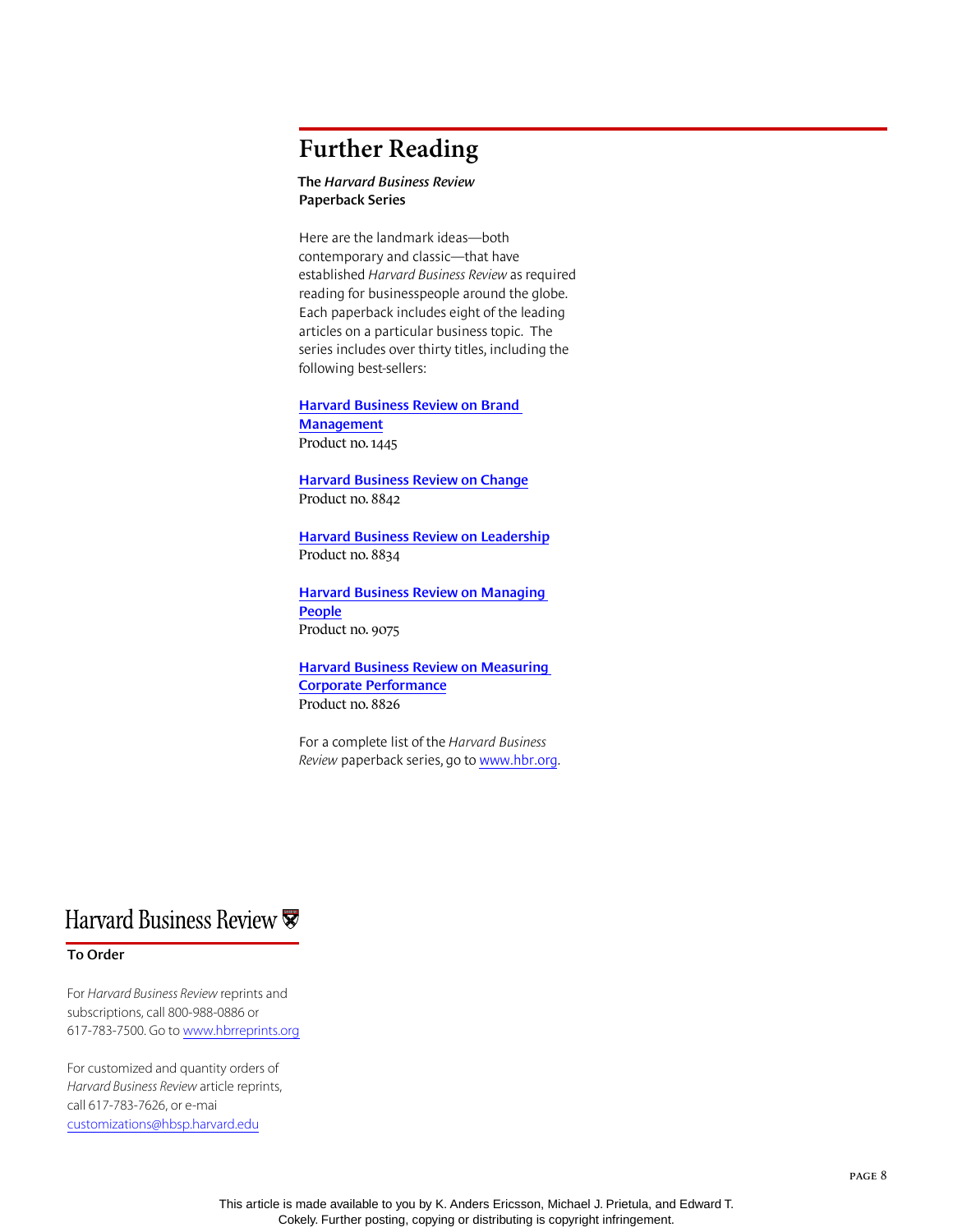# Further Reading

**The *Harvard Business Review* Paperback Series**

Here are the landmark ideas—both contemporary and classic—that have established *Harvard Business Review* as required reading for businesspeople around the globe. Each paperback includes eight of the leading articles on a particular business topic. The series includes over thirty titles, including the following best-sellers:

**Harvard Business Review on Brand Management**
Product no. 1445

**Harvard Business Review on Change**
Product no. 8842

**Harvard Business Review on Leadership**
Product no. 8834

**Harvard Business Review on Managing People**
Product no. 9075

**Harvard Business Review on Measuring Corporate Performance**
Product no. 8826

For a complete list of the *Harvard Business Review* paperback series, go to www.hbr.org.

Harvard Business Review

**To Order**

For *Harvard Business Review* reprints and subscriptions, call 800-988-0886 or 617-783-7500. Go to www.hbrreprints.org

For customized and quantity orders of *Harvard Business Review* article reprints, call 617-783-7626, or e-mai customizations@hbsp.harvard.edu

This article is made available to you by K. Anders Ericsson, Michael J. Prietula, and Edward T. Cokely. Further posting, copying or distributing is copyright infringement.